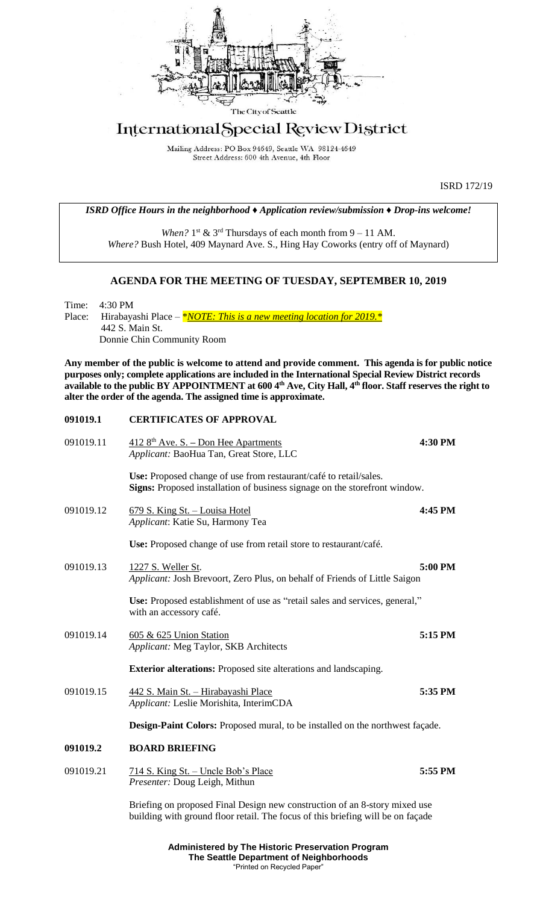The City of Seattle

# International Special Review District

Mailing Address: PO Box 94649, Seattle WA 98124-4649
Street Address: 600 4th Avenue, 4th Floor

ISRD 172/19

***ISRD Office Hours in the neighborhood ♦ Application review/submission ♦ Drop-ins welcome!***

*When?* 1st & 3rd Thursdays of each month from 9 – 11 AM.
*Where?* Bush Hotel, 409 Maynard Ave. S., Hing Hay Coworks (entry off of Maynard)

## AGENDA FOR THE MEETING OF TUESDAY, SEPTEMBER 10, 2019

Time: 4:30 PM
Place: Hirabayashi Place – ****NOTE: This is a new meeting location for 2019.****
442 S. Main St.
Donnie Chin Community Room

**Any member of the public is welcome to attend and provide comment. This agenda is for public notice purposes only; complete applications are included in the International Special Review District records available to the public BY APPOINTMENT at 600 4th Ave, City Hall, 4th floor. Staff reserves the right to alter the order of the agenda. The assigned time is approximate.**

### 091019.1 CERTIFICATES OF APPROVAL

**091019.11** 412 8th Ave. S. – Don Hee Apartments — **4:30 PM**
*Applicant:* BaoHua Tan, Great Store, LLC

**Use:** Proposed change of use from restaurant/café to retail/sales.
**Signs:** Proposed installation of business signage on the storefront window.

**091019.12** 679 S. King St. – Louisa Hotel — **4:45 PM**
*Applicant*: Katie Su, Harmony Tea

**Use:** Proposed change of use from retail store to restaurant/café.

**091019.13** 1227 S. Weller St. — **5:00 PM**
*Applicant:* Josh Brevoort, Zero Plus, on behalf of Friends of Little Saigon

**Use:** Proposed establishment of use as "retail sales and services, general," with an accessory café.

**091019.14** 605 & 625 Union Station — **5:15 PM**
*Applicant:* Meg Taylor, SKB Architects

**Exterior alterations:** Proposed site alterations and landscaping.

**091019.15** 442 S. Main St. – Hirabayashi Place — **5:35 PM**
*Applicant:* Leslie Morishita, InterimCDA

**Design-Paint Colors:** Proposed mural, to be installed on the northwest façade.

### 091019.2 BOARD BRIEFING

**091019.21** 714 S. King St. – Uncle Bob's Place — **5:55 PM**
*Presenter:* Doug Leigh, Mithun

Briefing on proposed Final Design new construction of an 8-story mixed use building with ground floor retail. The focus of this briefing will be on façade

**Administered by The Historic Preservation Program**
**The Seattle Department of Neighborhoods**
"Printed on Recycled Paper"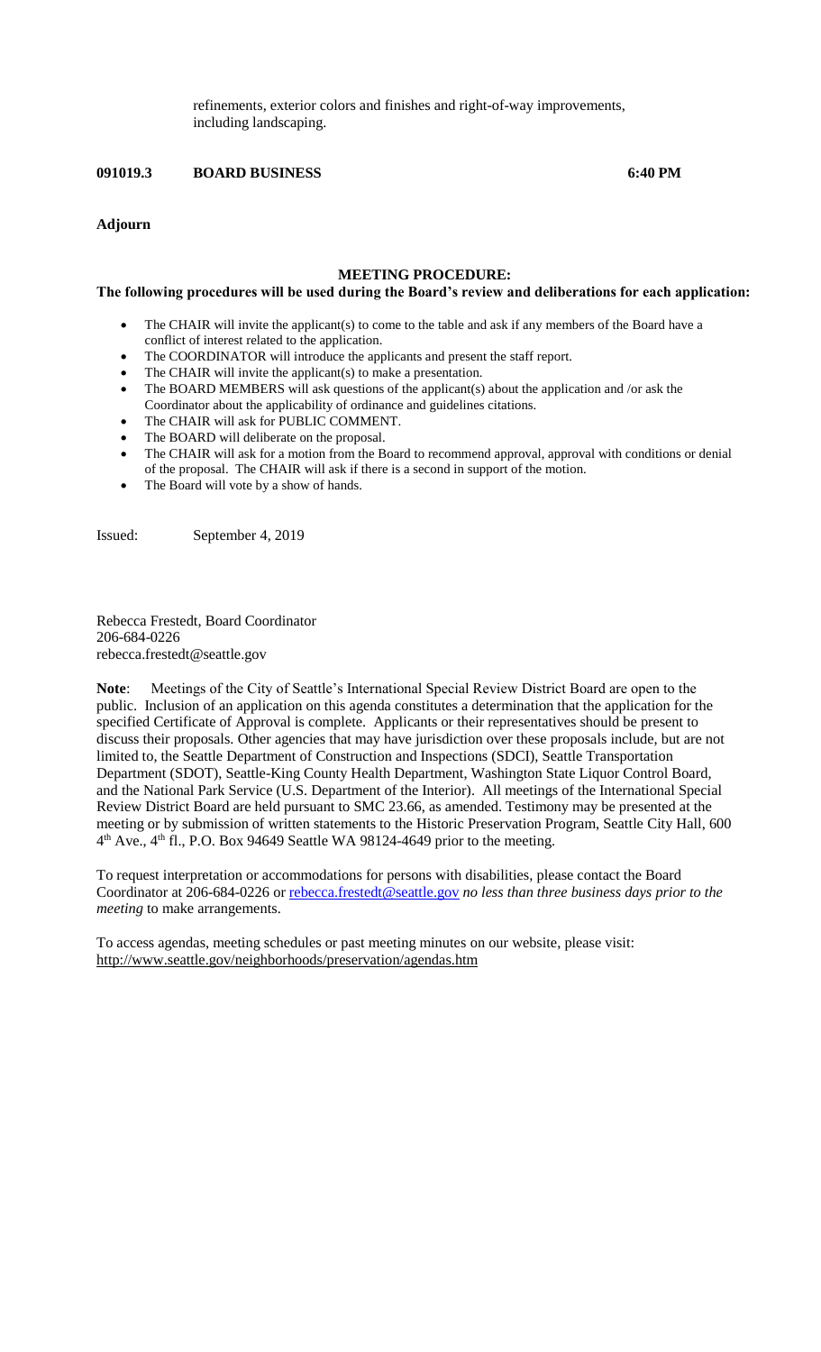refinements, exterior colors and finishes and right-of-way improvements, including landscaping.

**091019.3 BOARD BUSINESS 6:40 PM**

**Adjourn**

**MEETING PROCEDURE:**

**The following procedures will be used during the Board's review and deliberations for each application:**

- The CHAIR will invite the applicant(s) to come to the table and ask if any members of the Board have a conflict of interest related to the application.
- The COORDINATOR will introduce the applicants and present the staff report.
- The CHAIR will invite the applicant(s) to make a presentation.
- The BOARD MEMBERS will ask questions of the applicant(s) about the application and /or ask the Coordinator about the applicability of ordinance and guidelines citations.
- The CHAIR will ask for PUBLIC COMMENT.
- The BOARD will deliberate on the proposal.
- The CHAIR will ask for a motion from the Board to recommend approval, approval with conditions or denial of the proposal. The CHAIR will ask if there is a second in support of the motion.
- The Board will vote by a show of hands.

Issued: September 4, 2019

Rebecca Frestedt, Board Coordinator
206-684-0226
rebecca.frestedt@seattle.gov

**Note**: Meetings of the City of Seattle's International Special Review District Board are open to the public. Inclusion of an application on this agenda constitutes a determination that the application for the specified Certificate of Approval is complete. Applicants or their representatives should be present to discuss their proposals. Other agencies that may have jurisdiction over these proposals include, but are not limited to, the Seattle Department of Construction and Inspections (SDCI), Seattle Transportation Department (SDOT), Seattle-King County Health Department, Washington State Liquor Control Board, and the National Park Service (U.S. Department of the Interior). All meetings of the International Special Review District Board are held pursuant to SMC 23.66, as amended. Testimony may be presented at the meeting or by submission of written statements to the Historic Preservation Program, Seattle City Hall, 600 4th Ave., 4th fl., P.O. Box 94649 Seattle WA 98124-4649 prior to the meeting.

To request interpretation or accommodations for persons with disabilities, please contact the Board Coordinator at 206-684-0226 or rebecca.frestedt@seattle.gov *no less than three business days prior to the meeting* to make arrangements.

To access agendas, meeting schedules or past meeting minutes on our website, please visit: http://www.seattle.gov/neighborhoods/preservation/agendas.htm